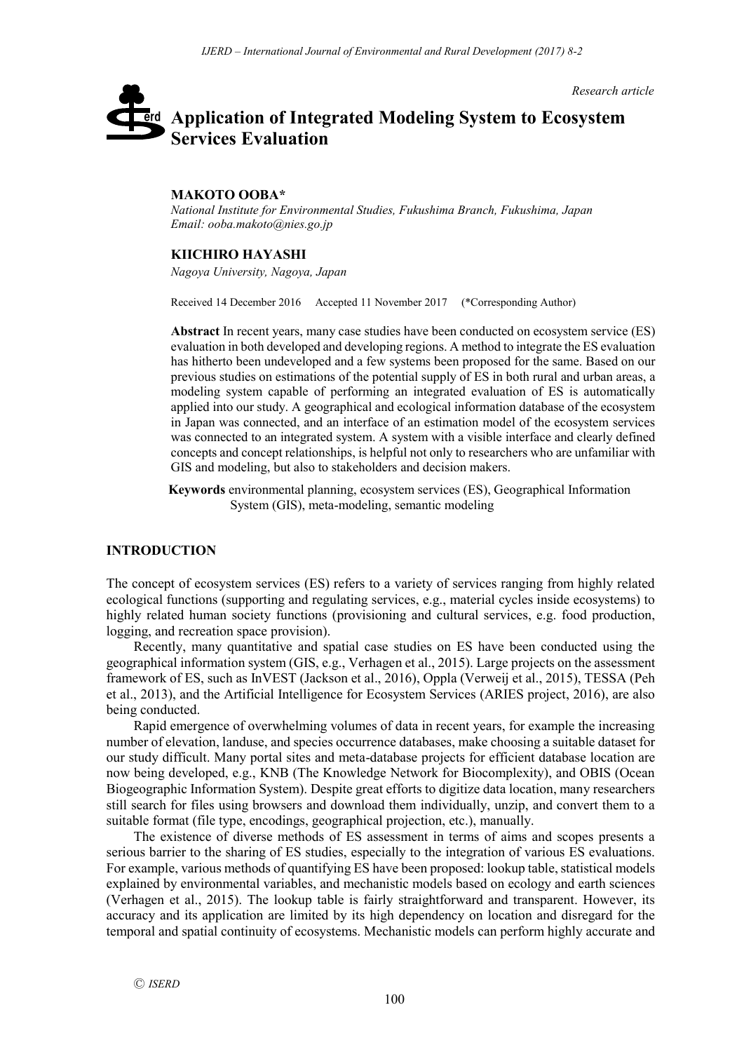*Research article*

# Application of Integrated Modeling System to Ecosystem Services Evaluation

**MAKOTO OOBA***

*National Institute for Environmental Studies, Fukushima Branch, Fukushima, Japan*
*Email: ooba.makoto@nies.go.jp*

**KIICHIRO HAYASHI**

*Nagoya University, Nagoya, Japan*

Received 14 December 2016 Accepted 11 November 2017 (*Corresponding Author)

**Abstract** In recent years, many case studies have been conducted on ecosystem service (ES) evaluation in both developed and developing regions. A method to integrate the ES evaluation has hitherto been undeveloped and a few systems been proposed for the same. Based on our previous studies on estimations of the potential supply of ES in both rural and urban areas, a modeling system capable of performing an integrated evaluation of ES is automatically applied into our study. A geographical and ecological information database of the ecosystem in Japan was connected, and an interface of an estimation model of the ecosystem services was connected to an integrated system. A system with a visible interface and clearly defined concepts and concept relationships, is helpful not only to researchers who are unfamiliar with GIS and modeling, but also to stakeholders and decision makers.

**Keywords** environmental planning, ecosystem services (ES), Geographical Information System (GIS), meta-modeling, semantic modeling

## INTRODUCTION

The concept of ecosystem services (ES) refers to a variety of services ranging from highly related ecological functions (supporting and regulating services, e.g., material cycles inside ecosystems) to highly related human society functions (provisioning and cultural services, e.g. food production, logging, and recreation space provision).

Recently, many quantitative and spatial case studies on ES have been conducted using the geographical information system (GIS, e.g., Verhagen et al., 2015). Large projects on the assessment framework of ES, such as InVEST (Jackson et al., 2016), Oppla (Verweij et al., 2015), TESSA (Peh et al., 2013), and the Artificial Intelligence for Ecosystem Services (ARIES project, 2016), are also being conducted.

Rapid emergence of overwhelming volumes of data in recent years, for example the increasing number of elevation, landuse, and species occurrence databases, make choosing a suitable dataset for our study difficult. Many portal sites and meta-database projects for efficient database location are now being developed, e.g., KNB (The Knowledge Network for Biocomplexity), and OBIS (Ocean Biogeographic Information System). Despite great efforts to digitize data location, many researchers still search for files using browsers and download them individually, unzip, and convert them to a suitable format (file type, encodings, geographical projection, etc.), manually.

The existence of diverse methods of ES assessment in terms of aims and scopes presents a serious barrier to the sharing of ES studies, especially to the integration of various ES evaluations. For example, various methods of quantifying ES have been proposed: lookup table, statistical models explained by environmental variables, and mechanistic models based on ecology and earth sciences (Verhagen et al., 2015). The lookup table is fairly straightforward and transparent. However, its accuracy and its application are limited by its high dependency on location and disregard for the temporal and spatial continuity of ecosystems. Mechanistic models can perform highly accurate and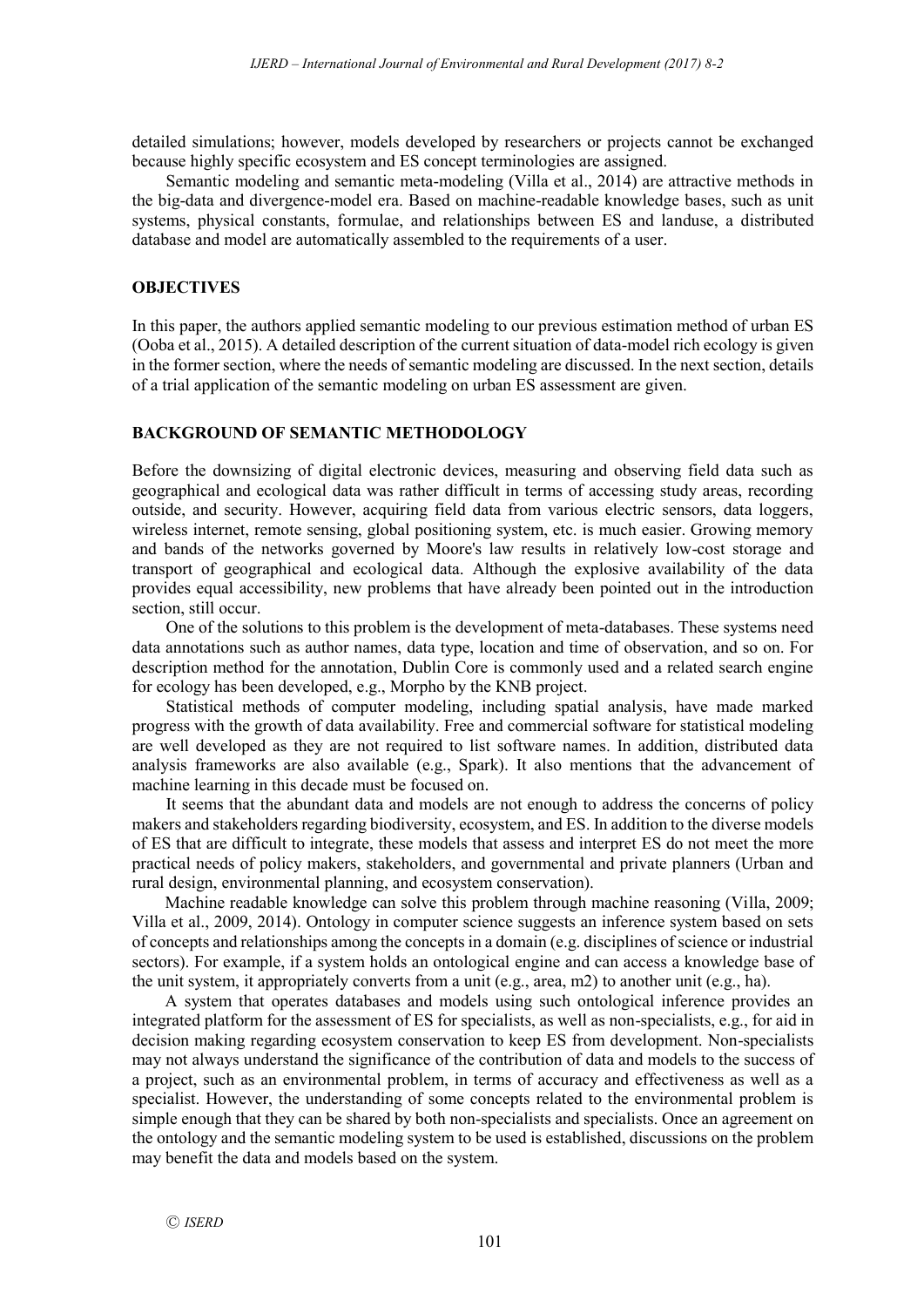detailed simulations; however, models developed by researchers or projects cannot be exchanged because highly specific ecosystem and ES concept terminologies are assigned.

Semantic modeling and semantic meta-modeling (Villa et al., 2014) are attractive methods in the big-data and divergence-model era. Based on machine-readable knowledge bases, such as unit systems, physical constants, formulae, and relationships between ES and landuse, a distributed database and model are automatically assembled to the requirements of a user.

## OBJECTIVES

In this paper, the authors applied semantic modeling to our previous estimation method of urban ES (Ooba et al., 2015). A detailed description of the current situation of data-model rich ecology is given in the former section, where the needs of semantic modeling are discussed. In the next section, details of a trial application of the semantic modeling on urban ES assessment are given.

## BACKGROUND OF SEMANTIC METHODOLOGY

Before the downsizing of digital electronic devices, measuring and observing field data such as geographical and ecological data was rather difficult in terms of accessing study areas, recording outside, and security. However, acquiring field data from various electric sensors, data loggers, wireless internet, remote sensing, global positioning system, etc. is much easier. Growing memory and bands of the networks governed by Moore's law results in relatively low-cost storage and transport of geographical and ecological data. Although the explosive availability of the data provides equal accessibility, new problems that have already been pointed out in the introduction section, still occur.

One of the solutions to this problem is the development of meta-databases. These systems need data annotations such as author names, data type, location and time of observation, and so on. For description method for the annotation, Dublin Core is commonly used and a related search engine for ecology has been developed, e.g., Morpho by the KNB project.

Statistical methods of computer modeling, including spatial analysis, have made marked progress with the growth of data availability. Free and commercial software for statistical modeling are well developed as they are not required to list software names. In addition, distributed data analysis frameworks are also available (e.g., Spark). It also mentions that the advancement of machine learning in this decade must be focused on.

It seems that the abundant data and models are not enough to address the concerns of policy makers and stakeholders regarding biodiversity, ecosystem, and ES. In addition to the diverse models of ES that are difficult to integrate, these models that assess and interpret ES do not meet the more practical needs of policy makers, stakeholders, and governmental and private planners (Urban and rural design, environmental planning, and ecosystem conservation).

Machine readable knowledge can solve this problem through machine reasoning (Villa, 2009; Villa et al., 2009, 2014). Ontology in computer science suggests an inference system based on sets of concepts and relationships among the concepts in a domain (e.g. disciplines of science or industrial sectors). For example, if a system holds an ontological engine and can access a knowledge base of the unit system, it appropriately converts from a unit (e.g., area, m2) to another unit (e.g., ha).

A system that operates databases and models using such ontological inference provides an integrated platform for the assessment of ES for specialists, as well as non-specialists, e.g., for aid in decision making regarding ecosystem conservation to keep ES from development. Non-specialists may not always understand the significance of the contribution of data and models to the success of a project, such as an environmental problem, in terms of accuracy and effectiveness as well as a specialist. However, the understanding of some concepts related to the environmental problem is simple enough that they can be shared by both non-specialists and specialists. Once an agreement on the ontology and the semantic modeling system to be used is established, discussions on the problem may benefit the data and models based on the system.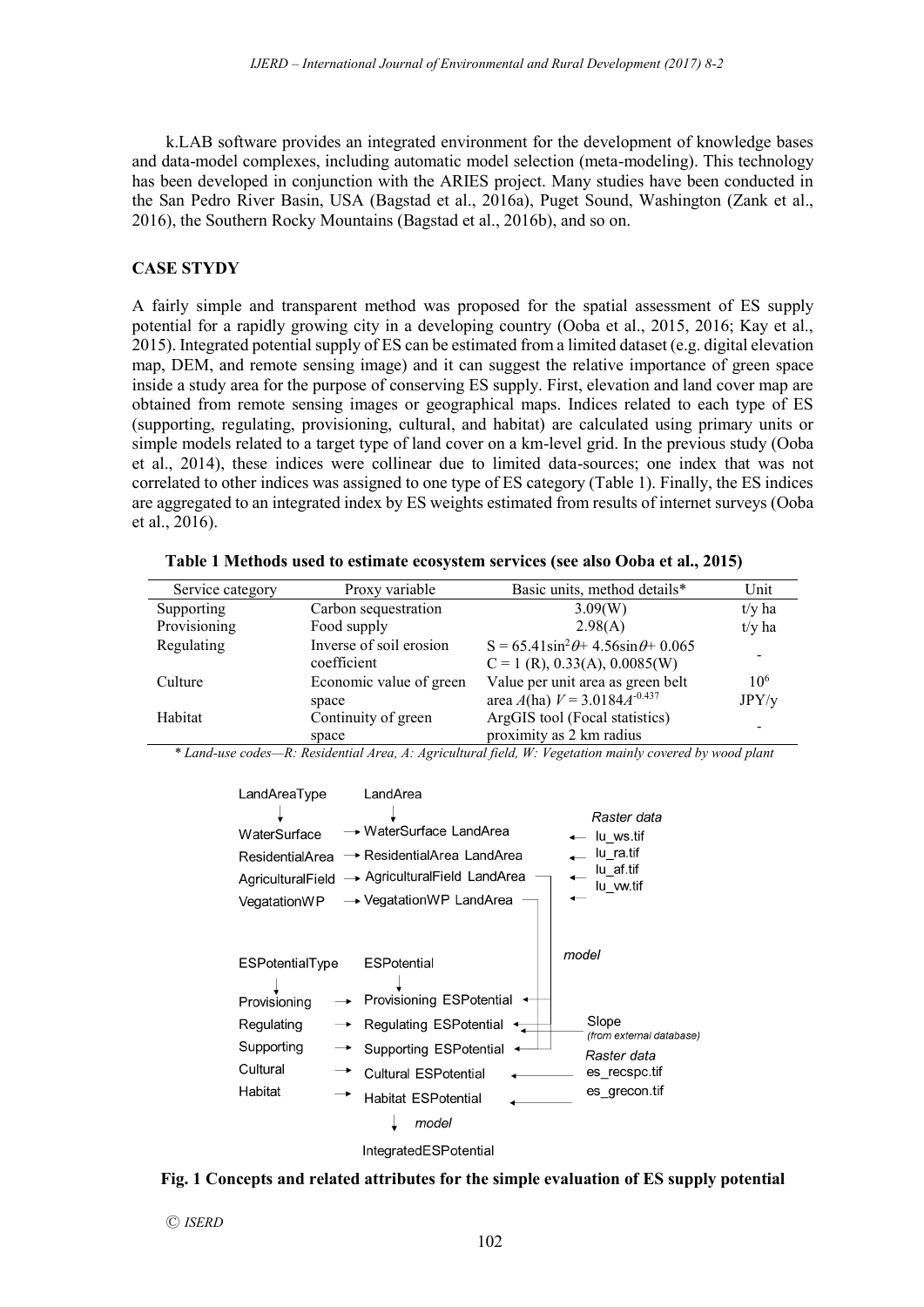k.LAB software provides an integrated environment for the development of knowledge bases and data-model complexes, including automatic model selection (meta-modeling). This technology has been developed in conjunction with the ARIES project. Many studies have been conducted in the San Pedro River Basin, USA (Bagstad et al., 2016a), Puget Sound, Washington (Zank et al., 2016), the Southern Rocky Mountains (Bagstad et al., 2016b), and so on.

## CASE STYDY

A fairly simple and transparent method was proposed for the spatial assessment of ES supply potential for a rapidly growing city in a developing country (Ooba et al., 2015, 2016; Kay et al., 2015). Integrated potential supply of ES can be estimated from a limited dataset (e.g. digital elevation map, DEM, and remote sensing image) and it can suggest the relative importance of green space inside a study area for the purpose of conserving ES supply. First, elevation and land cover map are obtained from remote sensing images or geographical maps. Indices related to each type of ES (supporting, regulating, provisioning, cultural, and habitat) are calculated using primary units or simple models related to a target type of land cover on a km-level grid. In the previous study (Ooba et al., 2014), these indices were collinear due to limited data-sources; one index that was not correlated to other indices was assigned to one type of ES category (Table 1). Finally, the ES indices are aggregated to an integrated index by ES weights estimated from results of internet surveys (Ooba et al., 2016).

**Table 1 Methods used to estimate ecosystem services (see also Ooba et al., 2015)**

| Service category | Proxy variable | Basic units, method details* | Unit |
|---|---|---|---|
| Supporting | Carbon sequestration | 3.09(W) | t/y ha |
| Provisioning | Food supply | 2.98(A) | t/y ha |
| Regulating | Inverse of soil erosion coefficient | $S = 65.41\sin^2\theta + 4.56\sin\theta + 0.065$ <br> C = 1 (R), 0.33(A), 0.0085(W) | - |
| Culture | Economic value of green space | Value per unit area as green belt area $A$(ha) $V = 3.0184A^{-0.437}$ | $10^6$ JPY/y |
| Habitat | Continuity of green space | ArgGIS tool (Focal statistics) proximity as 2 km radius | - |

\* *Land-use codes—R: Residential Area, A: Agricultural field, W: Vegetation mainly covered by wood plant*

LandAreaType → WaterSurface, ResidentialArea, AgriculturalField, VegatationWP
LandArea → WaterSurface LandArea, ResidentialArea LandArea, AgriculturalField LandArea, VegatationWP LandArea
Raster data: lu_ws.tif, lu_ra.tif, lu_af.tif, lu_vw.tif

ESPotentialType → Provisioning, Regulating, Supporting, Cultural, Habitat
ESPotential → Provisioning ESPotential, Regulating ESPotential, Supporting ESPotential, Cultural ESPotential, Habitat ESPotential
model; Slope (from external database); Raster data: es_recspc.tif, es_grecon.tif
model → IntegratedESPotential

**Fig. 1 Concepts and related attributes for the simple evaluation of ES supply potential**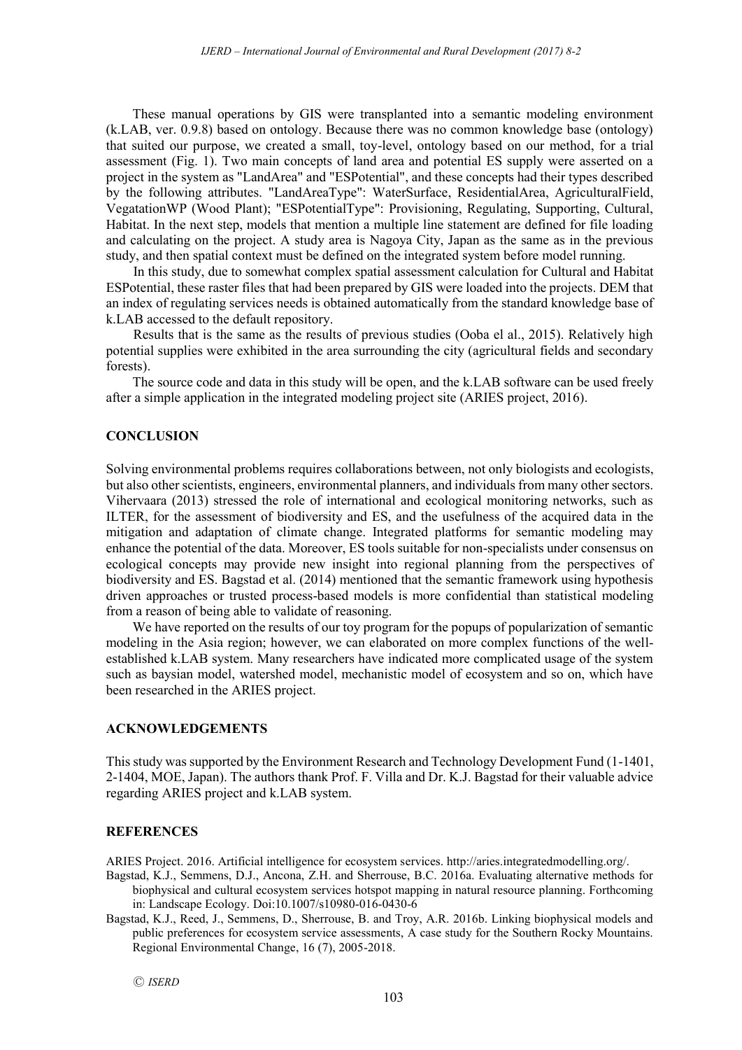These manual operations by GIS were transplanted into a semantic modeling environment (k.LAB, ver. 0.9.8) based on ontology. Because there was no common knowledge base (ontology) that suited our purpose, we created a small, toy-level, ontology based on our method, for a trial assessment (Fig. 1). Two main concepts of land area and potential ES supply were asserted on a project in the system as "LandArea" and "ESPotential", and these concepts had their types described by the following attributes. "LandAreaType": WaterSurface, ResidentialArea, AgriculturalField, VegatationWP (Wood Plant); "ESPotentialType": Provisioning, Regulating, Supporting, Cultural, Habitat. In the next step, models that mention a multiple line statement are defined for file loading and calculating on the project. A study area is Nagoya City, Japan as the same as in the previous study, and then spatial context must be defined on the integrated system before model running.

In this study, due to somewhat complex spatial assessment calculation for Cultural and Habitat ESPotential, these raster files that had been prepared by GIS were loaded into the projects. DEM that an index of regulating services needs is obtained automatically from the standard knowledge base of k.LAB accessed to the default repository.

Results that is the same as the results of previous studies (Ooba el al., 2015). Relatively high potential supplies were exhibited in the area surrounding the city (agricultural fields and secondary forests).

The source code and data in this study will be open, and the k.LAB software can be used freely after a simple application in the integrated modeling project site (ARIES project, 2016).

## CONCLUSION

Solving environmental problems requires collaborations between, not only biologists and ecologists, but also other scientists, engineers, environmental planners, and individuals from many other sectors. Vihervaara (2013) stressed the role of international and ecological monitoring networks, such as ILTER, for the assessment of biodiversity and ES, and the usefulness of the acquired data in the mitigation and adaptation of climate change. Integrated platforms for semantic modeling may enhance the potential of the data. Moreover, ES tools suitable for non-specialists under consensus on ecological concepts may provide new insight into regional planning from the perspectives of biodiversity and ES. Bagstad et al. (2014) mentioned that the semantic framework using hypothesis driven approaches or trusted process-based models is more confidential than statistical modeling from a reason of being able to validate of reasoning.

We have reported on the results of our toy program for the popups of popularization of semantic modeling in the Asia region; however, we can elaborated on more complex functions of the well-established k.LAB system. Many researchers have indicated more complicated usage of the system such as baysian model, watershed model, mechanistic model of ecosystem and so on, which have been researched in the ARIES project.

## ACKNOWLEDGEMENTS

This study was supported by the Environment Research and Technology Development Fund (1-1401, 2-1404, MOE, Japan). The authors thank Prof. F. Villa and Dr. K.J. Bagstad for their valuable advice regarding ARIES project and k.LAB system.

## REFERENCES

ARIES Project. 2016. Artificial intelligence for ecosystem services. http://aries.integratedmodelling.org/.

Bagstad, K.J., Semmens, D.J., Ancona, Z.H. and Sherrouse, B.C. 2016a. Evaluating alternative methods for biophysical and cultural ecosystem services hotspot mapping in natural resource planning. Forthcoming in: Landscape Ecology. Doi:10.1007/s10980-016-0430-6

Bagstad, K.J., Reed, J., Semmens, D., Sherrouse, B. and Troy, A.R. 2016b. Linking biophysical models and public preferences for ecosystem service assessments, A case study for the Southern Rocky Mountains. Regional Environmental Change, 16 (7), 2005-2018.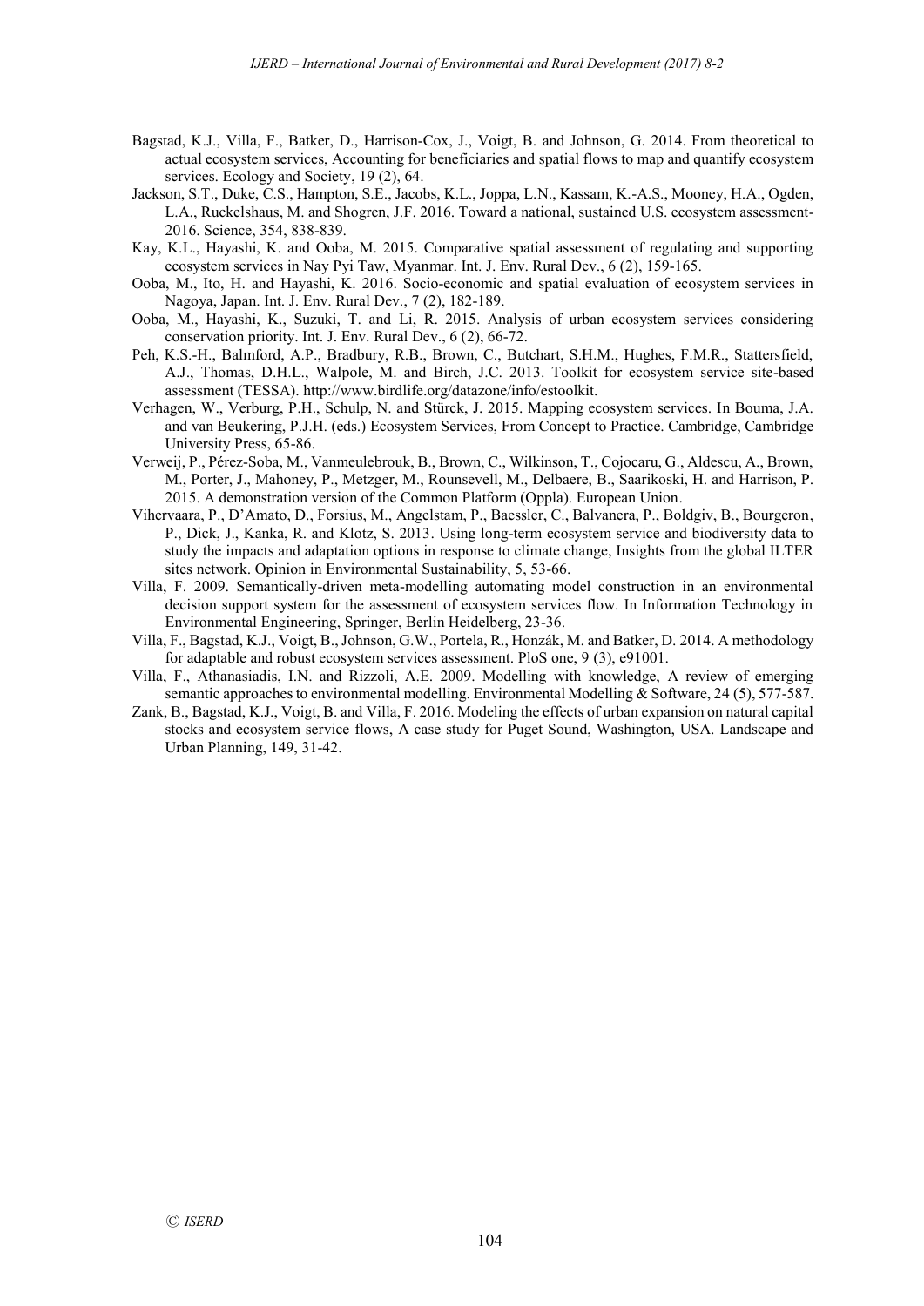Bagstad, K.J., Villa, F., Batker, D., Harrison-Cox, J., Voigt, B. and Johnson, G. 2014. From theoretical to actual ecosystem services, Accounting for beneficiaries and spatial flows to map and quantify ecosystem services. Ecology and Society, 19 (2), 64.

Jackson, S.T., Duke, C.S., Hampton, S.E., Jacobs, K.L., Joppa, L.N., Kassam, K.-A.S., Mooney, H.A., Ogden, L.A., Ruckelshaus, M. and Shogren, J.F. 2016. Toward a national, sustained U.S. ecosystem assessment-2016. Science, 354, 838-839.

Kay, K.L., Hayashi, K. and Ooba, M. 2015. Comparative spatial assessment of regulating and supporting ecosystem services in Nay Pyi Taw, Myanmar. Int. J. Env. Rural Dev., 6 (2), 159-165.

Ooba, M., Ito, H. and Hayashi, K. 2016. Socio-economic and spatial evaluation of ecosystem services in Nagoya, Japan. Int. J. Env. Rural Dev., 7 (2), 182-189.

Ooba, M., Hayashi, K., Suzuki, T. and Li, R. 2015. Analysis of urban ecosystem services considering conservation priority. Int. J. Env. Rural Dev., 6 (2), 66-72.

Peh, K.S.-H., Balmford, A.P., Bradbury, R.B., Brown, C., Butchart, S.H.M., Hughes, F.M.R., Stattersfield, A.J., Thomas, D.H.L., Walpole, M. and Birch, J.C. 2013. Toolkit for ecosystem service site-based assessment (TESSA). http://www.birdlife.org/datazone/info/estoolkit.

Verhagen, W., Verburg, P.H., Schulp, N. and Stürck, J. 2015. Mapping ecosystem services. In Bouma, J.A. and van Beukering, P.J.H. (eds.) Ecosystem Services, From Concept to Practice. Cambridge, Cambridge University Press, 65-86.

Verweij, P., Pérez-Soba, M., Vanmeulebrouk, B., Brown, C., Wilkinson, T., Cojocaru, G., Aldescu, A., Brown, M., Porter, J., Mahoney, P., Metzger, M., Rounsevell, M., Delbaere, B., Saarikoski, H. and Harrison, P. 2015. A demonstration version of the Common Platform (Oppla). European Union.

Vihervaara, P., D'Amato, D., Forsius, M., Angelstam, P., Baessler, C., Balvanera, P., Boldgiv, B., Bourgeron, P., Dick, J., Kanka, R. and Klotz, S. 2013. Using long-term ecosystem service and biodiversity data to study the impacts and adaptation options in response to climate change, Insights from the global ILTER sites network. Opinion in Environmental Sustainability, 5, 53-66.

Villa, F. 2009. Semantically-driven meta-modelling automating model construction in an environmental decision support system for the assessment of ecosystem services flow. In Information Technology in Environmental Engineering, Springer, Berlin Heidelberg, 23-36.

Villa, F., Bagstad, K.J., Voigt, B., Johnson, G.W., Portela, R., Honzák, M. and Batker, D. 2014. A methodology for adaptable and robust ecosystem services assessment. PloS one, 9 (3), e91001.

Villa, F., Athanasiadis, I.N. and Rizzoli, A.E. 2009. Modelling with knowledge, A review of emerging semantic approaches to environmental modelling. Environmental Modelling & Software, 24 (5), 577-587.

Zank, B., Bagstad, K.J., Voigt, B. and Villa, F. 2016. Modeling the effects of urban expansion on natural capital stocks and ecosystem service flows, A case study for Puget Sound, Washington, USA. Landscape and Urban Planning, 149, 31-42.